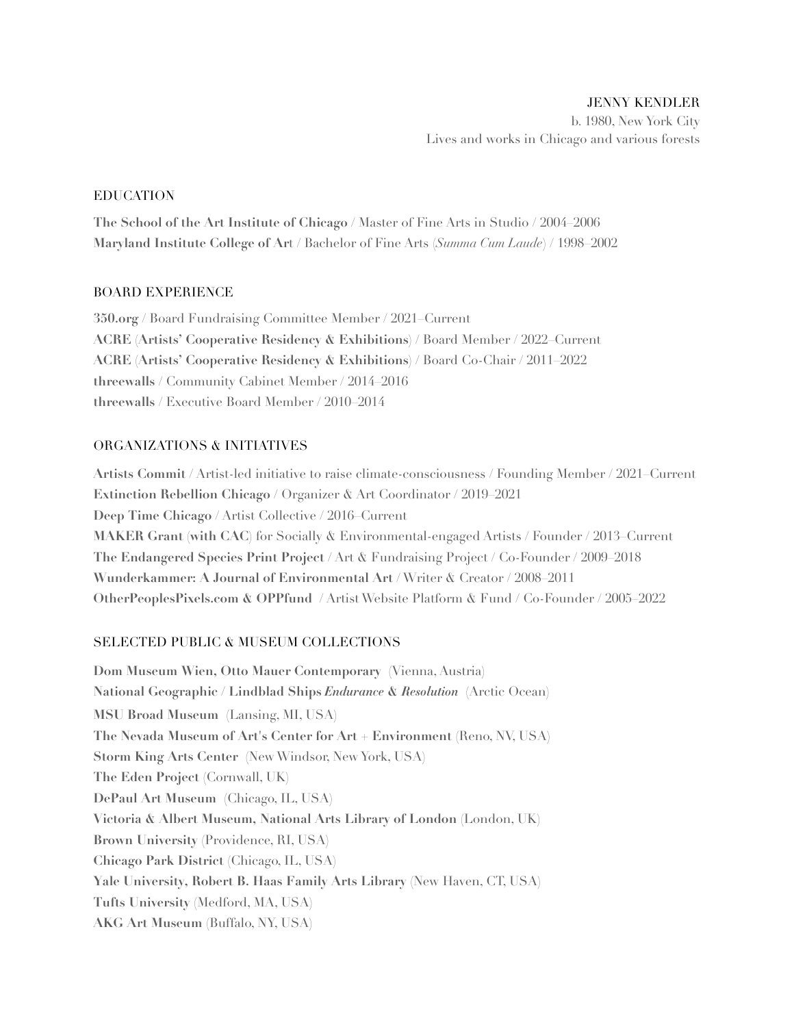JENNY KENDLER
b. 1980, New York City
Lives and works in Chicago and various forests

## EDUCATION

**The School of the Art Institute of Chicago** / Master of Fine Arts in Studio / 2004–2006
**Maryland Institute College of Art** / Bachelor of Fine Arts (*Summa Cum Laude*) / 1998–2002

## BOARD EXPERIENCE

**350.org** / Board Fundraising Committee Member / 2021–Current
**ACRE (Artists' Cooperative Residency & Exhibitions)** / Board Member / 2022–Current
**ACRE (Artists' Cooperative Residency & Exhibitions)** / Board Co-Chair / 2011–2022
**threewalls** / Community Cabinet Member / 2014–2016
**threewalls** / Executive Board Member / 2010–2014

## ORGANIZATIONS & INITIATIVES

**Artists Commit** / Artist-led initiative to raise climate-consciousness / Founding Member / 2021–Current
**Extinction Rebellion Chicago** / Organizer & Art Coordinator / 2019–2021
**Deep Time Chicago** / Artist Collective / 2016–Current
**MAKER Grant (with CAC)** for Socially & Environmental-engaged Artists / Founder / 2013–Current
**The Endangered Species Print Project** / Art & Fundraising Project / Co-Founder / 2009–2018
**Wunderkammer: A Journal of Environmental Art** / Writer & Creator / 2008–2011
**OtherPeoplesPixels.com & OPPfund** / Artist Website Platform & Fund / Co-Founder / 2005–2022

## SELECTED PUBLIC & MUSEUM COLLECTIONS

**Dom Museum Wien, Otto Mauer Contemporary** (Vienna, Austria)
**National Geographic / Lindblad Ships *Endurance* & *Resolution*** (Arctic Ocean)
**MSU Broad Museum** (Lansing, MI, USA)
**The Nevada Museum of Art's Center for Art + Environment** (Reno, NV, USA)
**Storm King Arts Center** (New Windsor, New York, USA)
**The Eden Project** (Cornwall, UK)
**DePaul Art Museum** (Chicago, IL, USA)
**Victoria & Albert Museum, National Arts Library of London** (London, UK)
**Brown University** (Providence, RI, USA)
**Chicago Park District** (Chicago, IL, USA)
**Yale University, Robert B. Haas Family Arts Library** (New Haven, CT, USA)
**Tufts University** (Medford, MA, USA)
**AKG Art Museum** (Buffalo, NY, USA)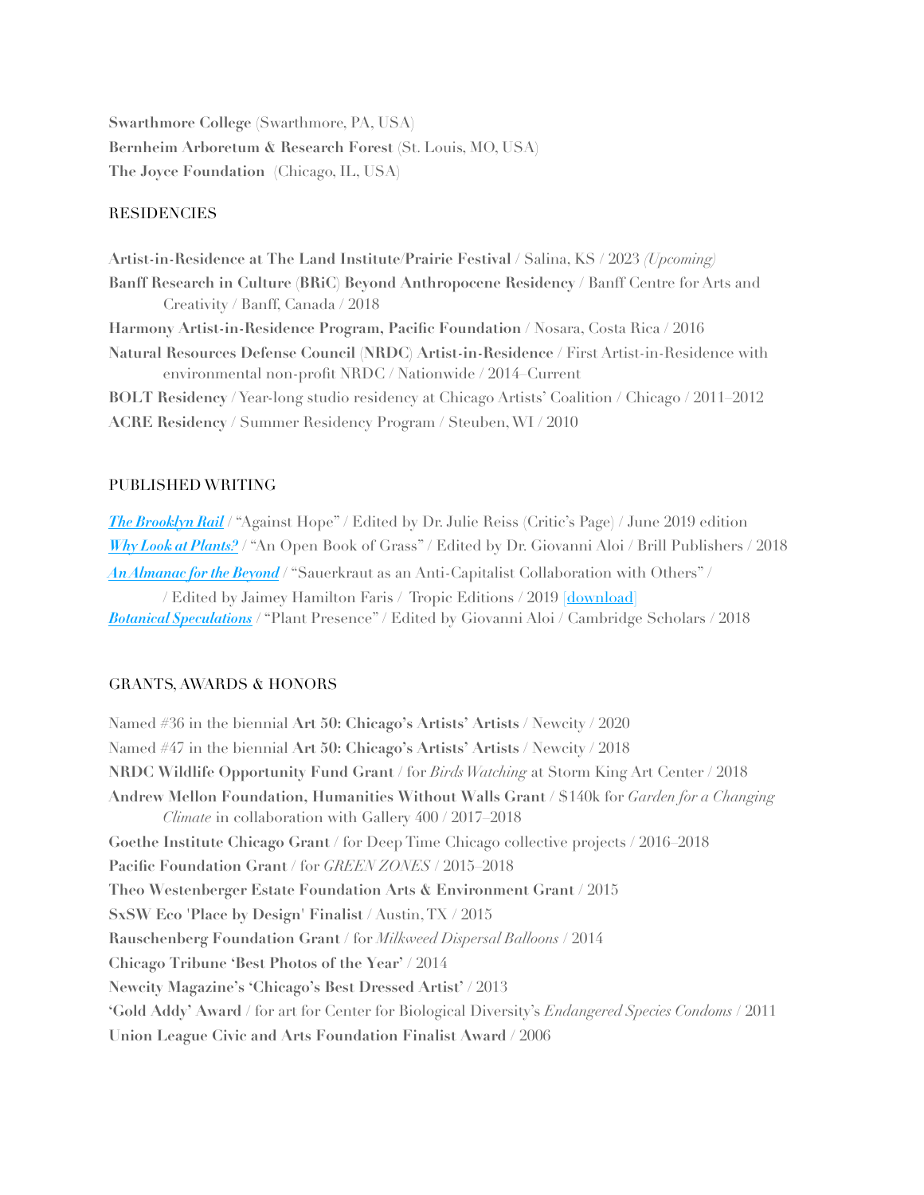**Swarthmore College** (Swarthmore, PA, USA)
**Bernheim Arboretum & Research Forest** (St. Louis, MO, USA)
**The Joyce Foundation** (Chicago, IL, USA)

## RESIDENCIES

**Artist-in-Residence at The Land Institute/Prairie Festival** / Salina, KS / 2023 *(Upcoming)*
**Banff Research in Culture (BRiC) Beyond Anthropocene Residency** / Banff Centre for Arts and Creativity / Banff, Canada / 2018
**Harmony Artist-in-Residence Program, Pacific Foundation** / Nosara, Costa Rica / 2016
**Natural Resources Defense Council (NRDC) Artist-in-Residence** / First Artist-in-Residence with environmental non-profit NRDC / Nationwide / 2014–Current
**BOLT Residency** / Year-long studio residency at Chicago Artists' Coalition / Chicago / 2011–2012
**ACRE Residency** / Summer Residency Program / Steuben, WI / 2010

## PUBLISHED WRITING

***The Brooklyn Rail*** / "Against Hope" / Edited by Dr. Julie Reiss (Critic's Page) / June 2019 edition
***Why Look at Plants?*** / "An Open Book of Grass" / Edited by Dr. Giovanni Aloi / Brill Publishers / 2018
***An Almanac for the Beyond*** / "Sauerkraut as an Anti-Capitalist Collaboration with Others" / / Edited by Jaimey Hamilton Faris / Tropic Editions / 2019 [download]
***Botanical Speculations*** / "Plant Presence" / Edited by Giovanni Aloi / Cambridge Scholars / 2018

## GRANTS, AWARDS & HONORS

Named #36 in the biennial **Art 50: Chicago's Artists' Artists** / Newcity / 2020
Named #47 in the biennial **Art 50: Chicago's Artists' Artists** / Newcity / 2018
**NRDC Wildlife Opportunity Fund Grant** / for *Birds Watching* at Storm King Art Center / 2018
**Andrew Mellon Foundation, Humanities Without Walls Grant** / $140k for *Garden for a Changing Climate* in collaboration with Gallery 400 / 2017–2018
**Goethe Institute Chicago Grant** / for Deep Time Chicago collective projects / 2016–2018
**Pacific Foundation Grant** / for *GREEN ZONES* / 2015–2018
**Theo Westenberger Estate Foundation Arts & Environment Grant** / 2015
**SxSW Eco 'Place by Design' Finalist** / Austin, TX / 2015
**Rauschenberg Foundation Grant** / for *Milkweed Dispersal Balloons* / 2014
**Chicago Tribune 'Best Photos of the Year'** / 2014
**Newcity Magazine's 'Chicago's Best Dressed Artist'** / 2013
**'Gold Addy' Award** / for art for Center for Biological Diversity's *Endangered Species Condoms* / 2011
**Union League Civic and Arts Foundation Finalist Award** / 2006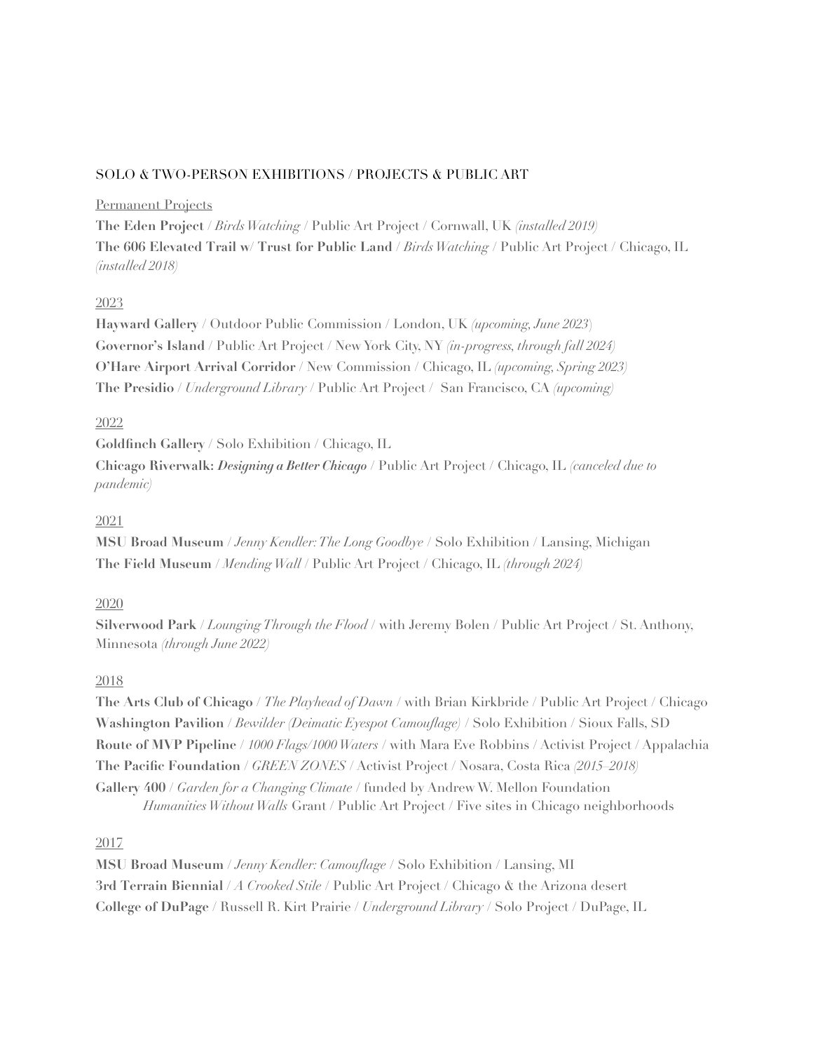## SOLO & TWO-PERSON EXHIBITIONS / PROJECTS & PUBLIC ART

Permanent Projects

**The Eden Project** / *Birds Watching* / Public Art Project / Cornwall, UK *(installed 2019)*
**The 606 Elevated Trail w/ Trust for Public Land** / *Birds Watching* / Public Art Project / Chicago, IL *(installed 2018)*

2023

**Hayward Gallery** / Outdoor Public Commission / London, UK *(upcoming, June 2023)*
**Governor's Island** / Public Art Project / New York City, NY *(in-progress, through fall 2024)*
**O'Hare Airport Arrival Corridor** / New Commission / Chicago, IL *(upcoming, Spring 2023)*
**The Presidio** / *Underground Library* / Public Art Project / San Francisco, CA *(upcoming)*

2022

**Goldfinch Gallery** / Solo Exhibition / Chicago, IL
**Chicago Riverwalk: *Designing a Better Chicago*** / Public Art Project / Chicago, IL *(canceled due to pandemic)*

2021

**MSU Broad Museum** / *Jenny Kendler: The Long Goodbye* / Solo Exhibition / Lansing, Michigan
**The Field Museum** / *Mending Wall* / Public Art Project / Chicago, IL *(through 2024)*

2020

**Silverwood Park** / *Lounging Through the Flood* / with Jeremy Bolen / Public Art Project / St. Anthony, Minnesota *(through June 2022)*

2018

**The Arts Club of Chicago** / *The Playhead of Dawn* / with Brian Kirkbride / Public Art Project / Chicago
**Washington Pavilion** / *Bewilder (Deimatic Eyespot Camouflage)* / Solo Exhibition / Sioux Falls, SD
**Route of MVP Pipeline** / *1000 Flags/1000 Waters* / with Mara Eve Robbins / Activist Project / Appalachia
**The Pacific Foundation** / *GREEN ZONES* / Activist Project / Nosara, Costa Rica *(2015–2018)*
**Gallery 400** / *Garden for a Changing Climate* / funded by Andrew W. Mellon Foundation *Humanities Without Walls* Grant / Public Art Project / Five sites in Chicago neighborhoods

2017

**MSU Broad Museum** / *Jenny Kendler: Camouflage* / Solo Exhibition / Lansing, MI
**3rd Terrain Biennial** / *A Crooked Stile* / Public Art Project / Chicago & the Arizona desert
**College of DuPage** / Russell R. Kirt Prairie / *Underground Library* / Solo Project / DuPage, IL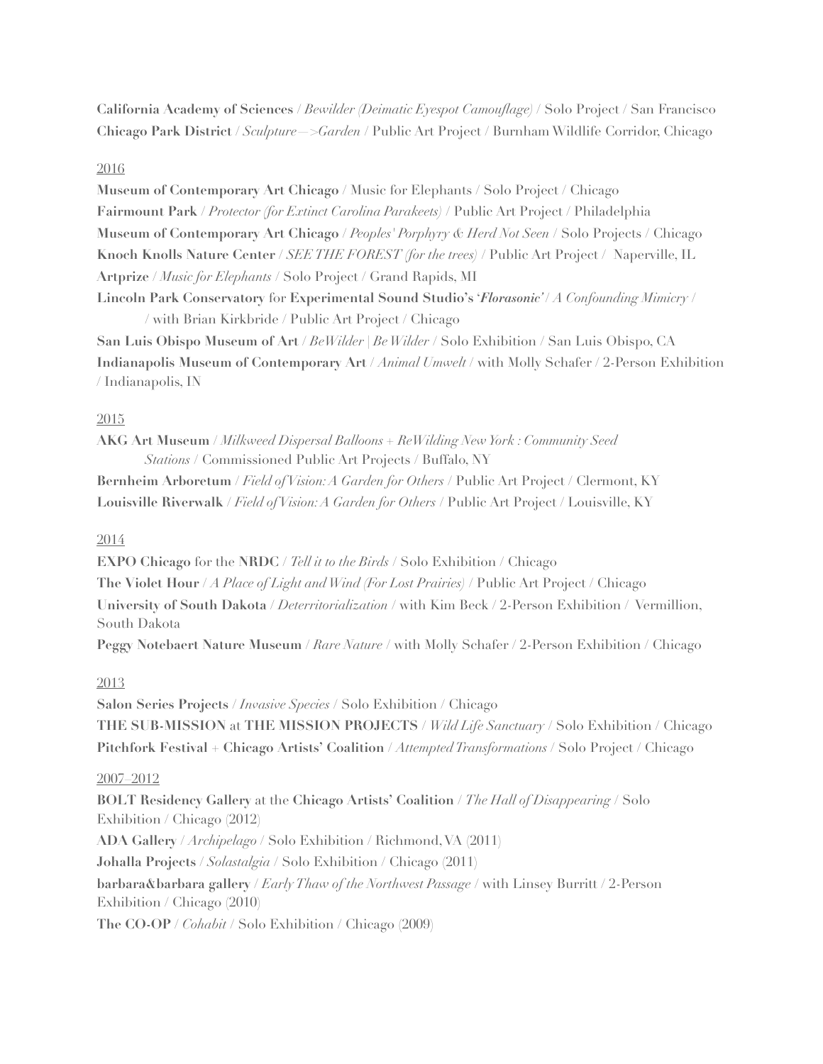**California Academy of Sciences** / *Bewilder (Deimatic Eyespot Camouflage)* / Solo Project / San Francisco
**Chicago Park District** / *Sculpture—>Garden* / Public Art Project / Burnham Wildlife Corridor, Chicago

2016

**Museum of Contemporary Art Chicago** / Music for Elephants / Solo Project / Chicago
**Fairmount Park** / *Protector (for Extinct Carolina Parakeets)* / Public Art Project / Philadelphia
**Museum of Contemporary Art Chicago** / *Peoples' Porphyry & Herd Not Seen* / Solo Projects / Chicago
**Knoch Knolls Nature Center** / *SEE THE FOREST (for the trees)* / Public Art Project / Naperville, IL
**Artprize** / *Music for Elephants* / Solo Project / Grand Rapids, MI
**Lincoln Park Conservatory** for **Experimental Sound Studio's '*Florasonic*'** / *A Confounding Mimicry* / / with Brian Kirkbride / Public Art Project / Chicago
**San Luis Obispo Museum of Art** / *BeWilder | Be Wilder* / Solo Exhibition / San Luis Obispo, CA
**Indianapolis Museum of Contemporary Art** / *Animal Umwelt* / with Molly Schafer / 2-Person Exhibition / Indianapolis, IN

2015

**AKG Art Museum** / *Milkweed Dispersal Balloons + ReWilding New York : Community Seed Stations* / Commissioned Public Art Projects / Buffalo, NY
**Bernheim Arboretum** / *Field of Vision: A Garden for Others* / Public Art Project / Clermont, KY
**Louisville Riverwalk** / *Field of Vision: A Garden for Others* / Public Art Project / Louisville, KY

2014

**EXPO Chicago** for the **NRDC** / *Tell it to the Birds* / Solo Exhibition / Chicago
**The Violet Hour** / *A Place of Light and Wind (For Lost Prairies)* / Public Art Project / Chicago
**University of South Dakota** / *Deterritorialization* / with Kim Beck / 2-Person Exhibition / Vermillion, South Dakota
**Peggy Notebaert Nature Museum** / *Rare Nature* / with Molly Schafer / 2-Person Exhibition / Chicago

2013

**Salon Series Projects** / *Invasive Species* / Solo Exhibition / Chicago
**THE SUB-MISSION** at **THE MISSION PROJECTS** / *Wild Life Sanctuary* / Solo Exhibition / Chicago
**Pitchfork Festival** + **Chicago Artists' Coalition** / *Attempted Transformations* / Solo Project / Chicago

2007–2012

**BOLT Residency Gallery** at the **Chicago Artists' Coalition** / *The Hall of Disappearing* / Solo Exhibition / Chicago (2012)
**ADA Gallery** / *Archipelago* / Solo Exhibition / Richmond, VA (2011)
**Johalla Projects** / *Solastalgia* / Solo Exhibition / Chicago (2011)
**barbara&barbara gallery** / *Early Thaw of the Northwest Passage* / with Linsey Burritt / 2-Person Exhibition / Chicago (2010)
**The CO-OP** / *Cohabit* / Solo Exhibition / Chicago (2009)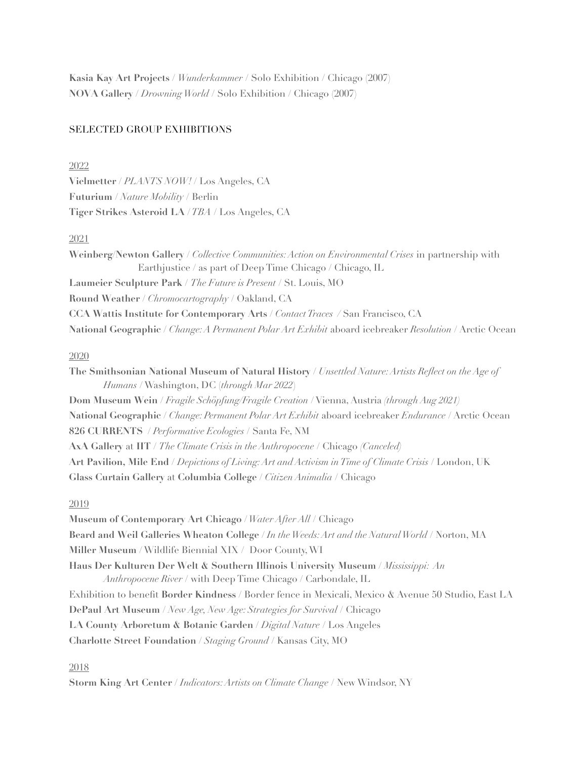**Kasia Kay Art Projects** / *Wunderkammer* / Solo Exhibition / Chicago (2007)
**NOVA Gallery** / *Drowning World* / Solo Exhibition / Chicago (2007)

## SELECTED GROUP EXHIBITIONS

2022

**Vielmetter** / *PLANTS NOW!* / Los Angeles, CA
**Futurium** / *Nature Mobility* / Berlin
**Tiger Strikes Asteroid LA** / *TBA* / Los Angeles, CA

2021

**Weinberg/Newton Gallery** / *Collective Communities: Action on Environmental Crises* in partnership with Earthjustice / as part of Deep Time Chicago / Chicago, IL
**Laumeier Sculpture Park** / *The Future is Present* / St. Louis, MO
**Round Weather** / *Chromocartography* / Oakland, CA
**CCA Wattis Institute for Contemporary Arts** / *Contact Traces* / San Francisco, CA
**National Geographic** / *Change: A Permanent Polar Art Exhibit* aboard icebreaker *Resolution* / Arctic Ocean

2020

**The Smithsonian National Museum of Natural History** / *Unsettled Nature: Artists Reflect on the Age of Humans* / Washington, DC (*through Mar 2022*)
**Dom Museum Wein** / *Fragile Schöpfung/Fragile Creation* / Vienna, Austria *(through Aug 2021)*
**National Geographic** / *Change: Permanent Polar Art Exhibit* aboard icebreaker *Endurance* / Arctic Ocean
**826 CURRENTS** / *Performative Ecologies* / Santa Fe, NM
**AxA Gallery** at **IIT** / *The Climate Crisis in the Anthropocene* / Chicago *(Canceled)*
**Art Pavilion, Mile End** / *Depictions of Living: Art and Activism in Time of Climate Crisis* / London, UK
**Glass Curtain Gallery** at **Columbia College** / *Citizen Animalia* / Chicago

2019

**Museum of Contemporary Art Chicago** / *Water After All* / Chicago
**Beard and Weil Galleries Wheaton College** / *In the Weeds: Art and the Natural World* / Norton, MA
**Miller Museum** / Wildlife Biennial XIX / Door County, WI
**Haus Der Kulturen Der Welt & Southern Illinois University Museum** / *Mississippi: An Anthropocene River* / with Deep Time Chicago / Carbondale, IL
Exhibition to benefit **Border Kindness** / Border fence in Mexicali, Mexico & Avenue 50 Studio, East LA
**DePaul Art Museum** / *New Age, New Age: Strategies for Survival* / Chicago
**LA County Arboretum & Botanic Garden** / *Digital Nature* / Los Angeles
**Charlotte Street Foundation** / *Staging Ground* / Kansas City, MO

2018

**Storm King Art Center** / *Indicators: Artists on Climate Change* / New Windsor, NY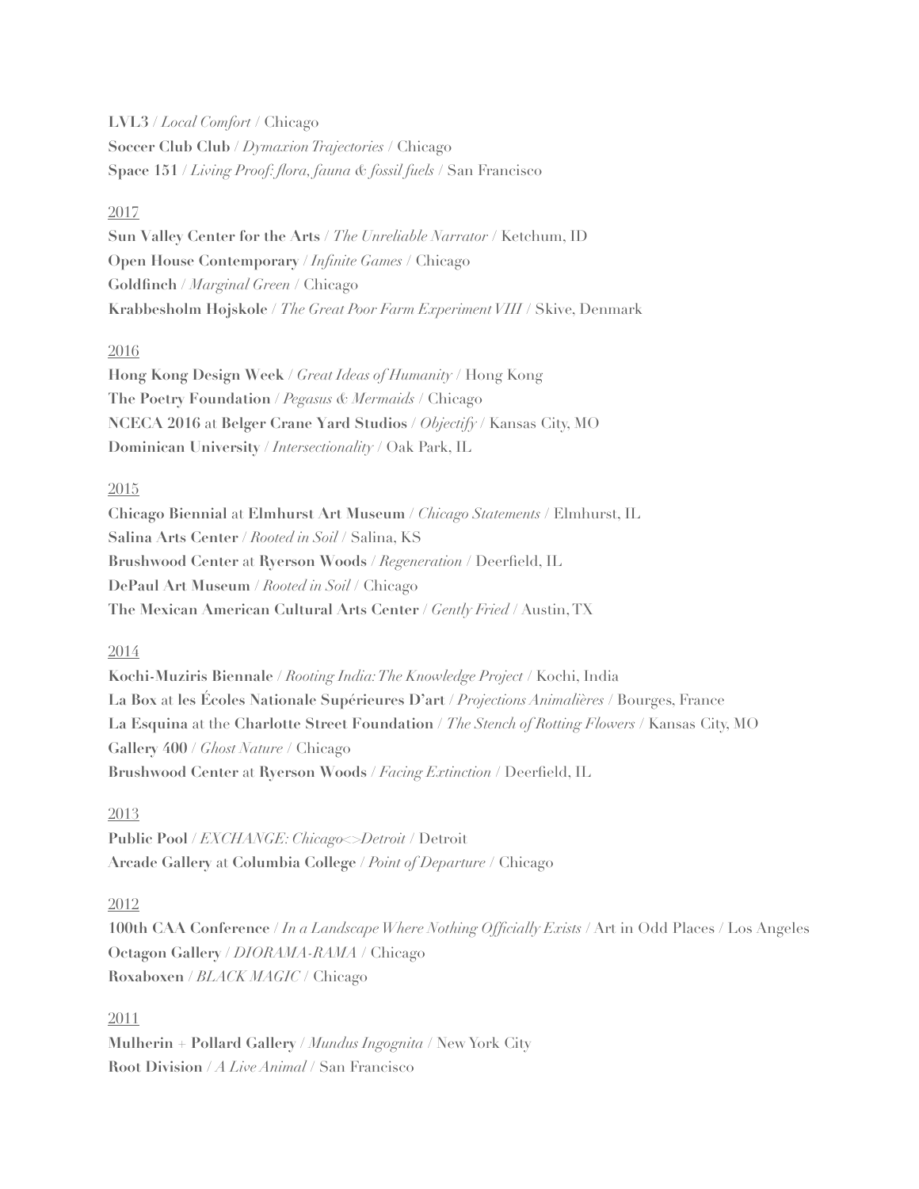**LVL3** / *Local Comfort* / Chicago
**Soccer Club Club** / *Dymaxion Trajectories* / Chicago
**Space 151** / *Living Proof: flora, fauna & fossil fuels* / San Francisco

2017

**Sun Valley Center for the Arts** / *The Unreliable Narrator* / Ketchum, ID
**Open House Contemporary** / *Infinite Games* / Chicago
**Goldfinch** / *Marginal Green* / Chicago
**Krabbesholm Hojskole** / *The Great Poor Farm Experiment VIII* / Skive, Denmark

2016

**Hong Kong Design Week** / *Great Ideas of Humanity* / Hong Kong
**The Poetry Foundation** / *Pegasus & Mermaids* / Chicago
**NCECA 2016** at **Belger Crane Yard Studios** / *Objectify* / Kansas City, MO
**Dominican University** / *Intersectionality* / Oak Park, IL

2015

**Chicago Biennial** at **Elmhurst Art Museum** / *Chicago Statements* / Elmhurst, IL
**Salina Arts Center** / *Rooted in Soil* / Salina, KS
**Brushwood Center** at **Ryerson Woods** / *Regeneration* / Deerfield, IL
**DePaul Art Museum** / *Rooted in Soil* / Chicago
**The Mexican American Cultural Arts Center** / *Gently Fried* / Austin, TX

2014

**Kochi-Muziris Biennale** / *Rooting India: The Knowledge Project* / Kochi, India
**La Box** at **les Écoles Nationale Supérieures D'art** / *Projections Animalières* / Bourges, France
**La Esquina** at the **Charlotte Street Foundation** / *The Stench of Rotting Flowers* / Kansas City, MO
**Gallery 400** / *Ghost Nature* / Chicago
**Brushwood Center** at **Ryerson Woods** / *Facing Extinction* / Deerfield, IL

2013

**Public Pool** / *EXCHANGE: Chicago<>Detroit* / Detroit
**Arcade Gallery** at **Columbia College** / *Point of Departure* / Chicago

2012

**100th CAA Conference** / *In a Landscape Where Nothing Officially Exists* / Art in Odd Places / Los Angeles
**Octagon Gallery** / *DIORAMA-RAMA* / Chicago
**Roxaboxen** / *BLACK MAGIC* / Chicago

2011

**Mulherin + Pollard Gallery** / *Mundus Ingognita* / New York City
**Root Division** / *A Live Animal* / San Francisco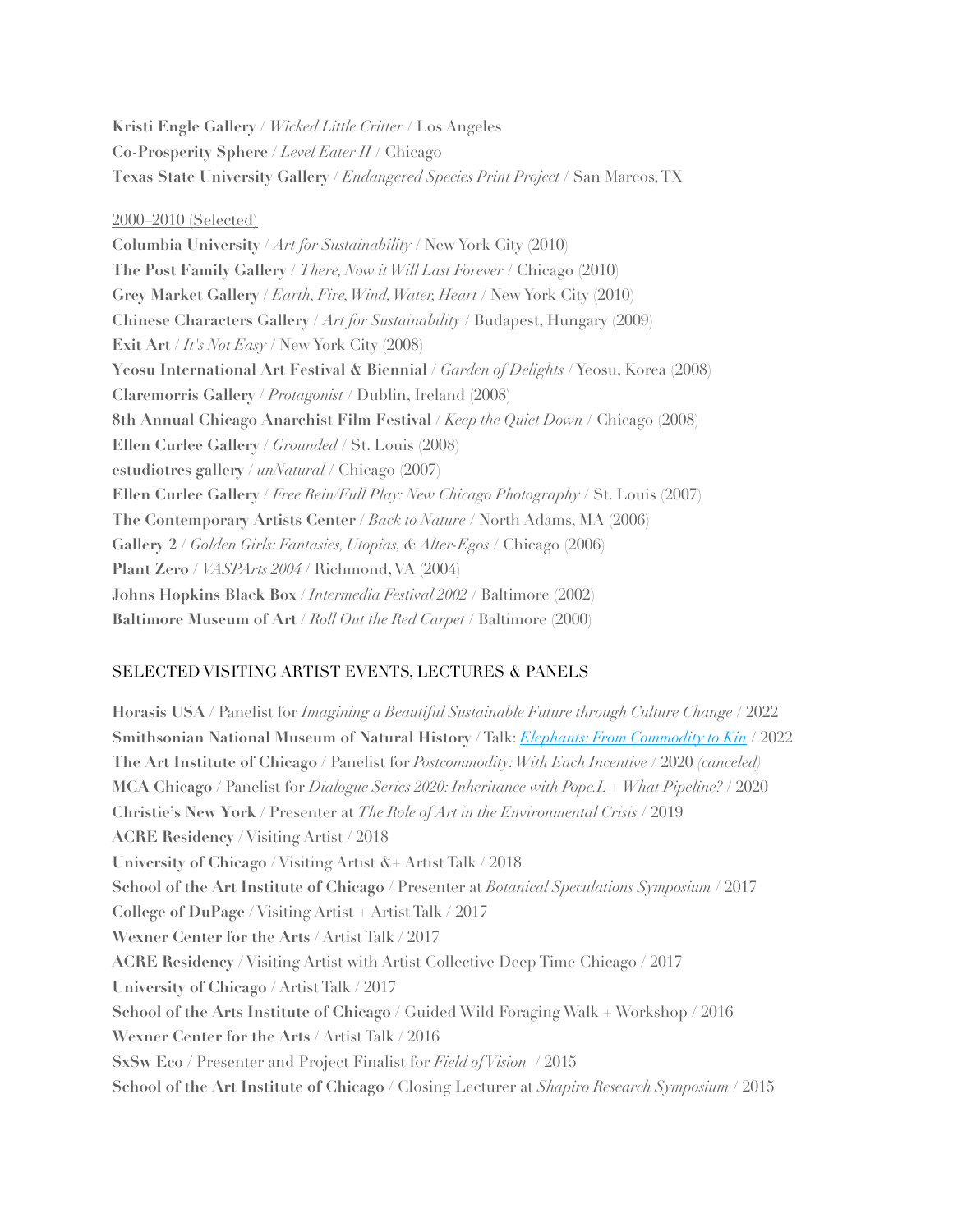**Kristi Engle Gallery** / *Wicked Little Critter* / Los Angeles
**Co-Prosperity Sphere** / *Level Eater II* / Chicago
**Texas State University Gallery** / *Endangered Species Print Project* / San Marcos, TX

2000–2010 (Selected)

**Columbia University** / *Art for Sustainability* / New York City (2010)
**The Post Family Gallery** / *There, Now it Will Last Forever* / Chicago (2010)
**Grey Market Gallery** / *Earth, Fire, Wind, Water, Heart* / New York City (2010)
**Chinese Characters Gallery** / *Art for Sustainability* / Budapest, Hungary (2009)
**Exit Art** / *It's Not Easy* / New York City (2008)
**Yeosu International Art Festival & Biennial** / *Garden of Delights* / Yeosu, Korea (2008)
**Claremorris Gallery** / *Protagonist* / Dublin, Ireland (2008)
**8th Annual Chicago Anarchist Film Festival** / *Keep the Quiet Down* / Chicago (2008)
**Ellen Curlee Gallery** / *Grounded* / St. Louis (2008)
**estudiotres gallery** / *unNatural* / Chicago (2007)
**Ellen Curlee Gallery** / *Free Rein/Full Play: New Chicago Photography* / St. Louis (2007)
**The Contemporary Artists Center** / *Back to Nature* / North Adams, MA (2006)
**Gallery 2** / *Golden Girls: Fantasies, Utopias, & Alter-Egos* / Chicago (2006)
**Plant Zero** / *VASPArts 2004* / Richmond, VA (2004)
**Johns Hopkins Black Box** / *Intermedia Festival 2002* / Baltimore (2002)
**Baltimore Museum of Art** / *Roll Out the Red Carpet* / Baltimore (2000)

## SELECTED VISITING ARTIST EVENTS, LECTURES & PANELS

**Horasis USA** / Panelist for *Imagining a Beautiful Sustainable Future through Culture Change* / 2022
**Smithsonian National Museum of Natural History** / Talk: *Elephants: From Commodity to Kin* / 2022
**The Art Institute of Chicago** / Panelist for *Postcommodity: With Each Incentive* / 2020 *(canceled)*
**MCA Chicago** / Panelist for *Dialogue Series 2020: Inheritance with Pope.L + What Pipeline?* / 2020
**Christie's New York** / Presenter at *The Role of Art in the Environmental Crisis* / 2019
**ACRE Residency** / Visiting Artist / 2018
**University of Chicago** / Visiting Artist &+ Artist Talk / 2018
**School of the Art Institute of Chicago** / Presenter at *Botanical Speculations Symposium* / 2017
**College of DuPage** / Visiting Artist + Artist Talk / 2017
**Wexner Center for the Arts** / Artist Talk / 2017
**ACRE Residency** / Visiting Artist with Artist Collective Deep Time Chicago / 2017
**University of Chicago** / Artist Talk / 2017
**School of the Arts Institute of Chicago** / Guided Wild Foraging Walk + Workshop / 2016
**Wexner Center for the Arts** / Artist Talk / 2016
**SxSw Eco** / Presenter and Project Finalist for *Field of Vision* / 2015
**School of the Art Institute of Chicago** / Closing Lecturer at *Shapiro Research Symposium* / 2015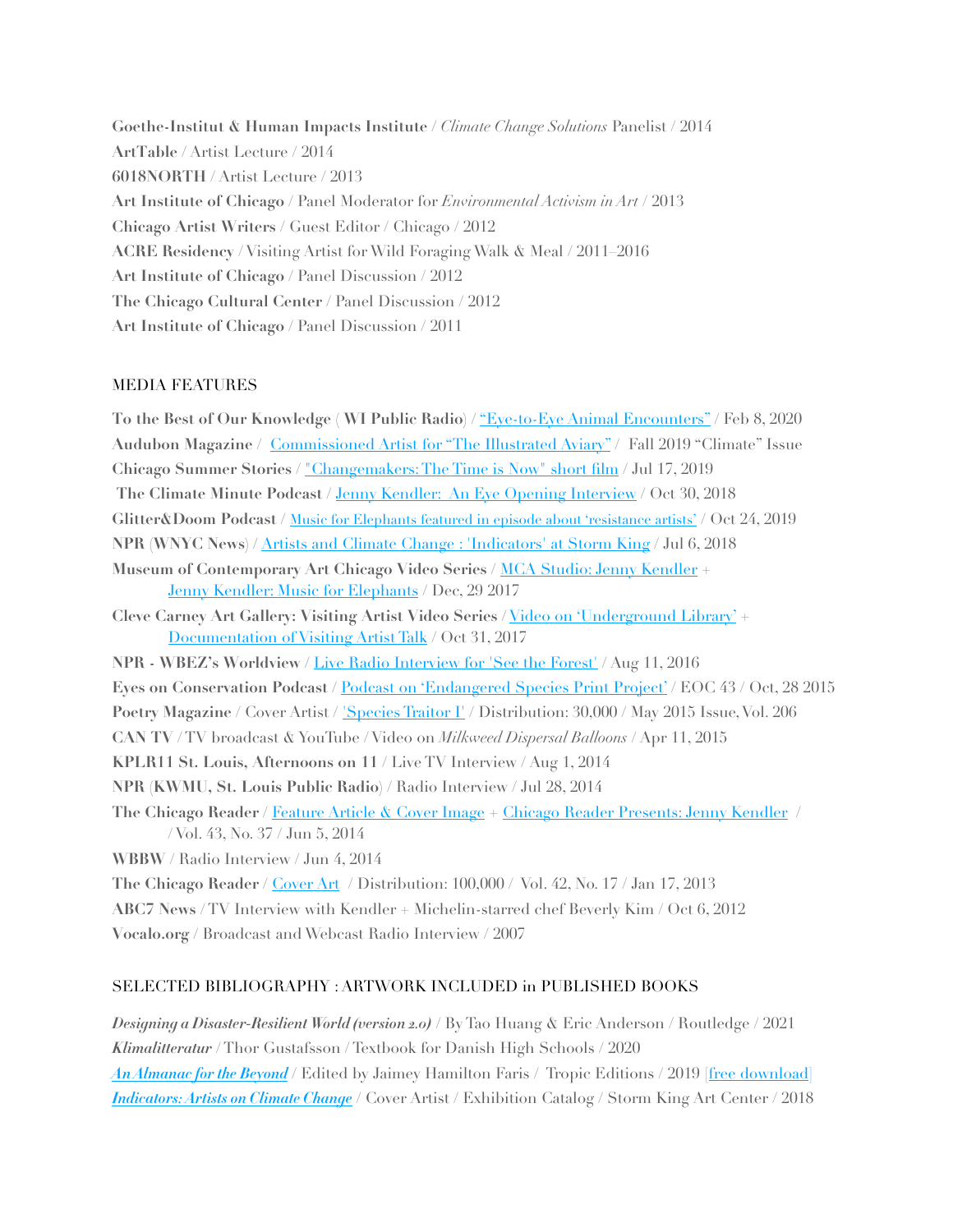**Goethe-Institut & Human Impacts Institute** / *Climate Change Solutions* Panelist / 2014
**ArtTable** / Artist Lecture / 2014
**6018NORTH** / Artist Lecture / 2013
**Art Institute of Chicago** / Panel Moderator for *Environmental Activism in Art* / 2013
**Chicago Artist Writers** / Guest Editor / Chicago / 2012
**ACRE Residency** / Visiting Artist for Wild Foraging Walk & Meal / 2011–2016
**Art Institute of Chicago** / Panel Discussion / 2012
**The Chicago Cultural Center** / Panel Discussion / 2012
**Art Institute of Chicago** / Panel Discussion / 2011

## MEDIA FEATURES

**To the Best of Our Knowledge** ( **WI Public Radio**) / "Eye-to-Eye Animal Encounters" / Feb 8, 2020
**Audubon Magazine** / Commissioned Artist for "The Illustrated Aviary" / Fall 2019 "Climate" Issue
**Chicago Summer Stories** / "Changemakers: The Time is Now" short film / Jul 17, 2019
**The Climate Minute Podcast** / Jenny Kendler: An Eye Opening Interview / Oct 30, 2018
**Glitter&Doom Podcast** / Music for Elephants featured in episode about 'resistance artists' / Oct 24, 2019
**NPR** (**WNYC News**) / Artists and Climate Change : 'Indicators' at Storm King / Jul 6, 2018
**Museum of Contemporary Art Chicago Video Series** / MCA Studio: Jenny Kendler + Jenny Kendler: Music for Elephants / Dec, 29 2017
**Cleve Carney Art Gallery: Visiting Artist Video Series** / Video on 'Underground Library' + Documentation of Visiting Artist Talk / Oct 31, 2017
**NPR - WBEZ's Worldview** / Live Radio Interview for 'See the Forest' / Aug 11, 2016
**Eyes on Conservation Podcast** / Podcast on 'Endangered Species Print Project' / EOC 43 / Oct, 28 2015
**Poetry Magazine** / Cover Artist / 'Species Traitor I' / Distribution: 30,000 / May 2015 Issue, Vol. 206
**CAN TV** / TV broadcast & YouTube / Video on *Milkweed Dispersal Balloons* / Apr 11, 2015
**KPLR11 St. Louis, Afternoons on 11** / Live TV Interview / Aug 1, 2014
**NPR** (**KWMU, St. Louis Public Radio**) / Radio Interview / Jul 28, 2014
**The Chicago Reader** / Feature Article & Cover Image + Chicago Reader Presents: Jenny Kendler / / Vol. 43, No. 37 / Jun 5, 2014
**WBBW** / Radio Interview / Jun 4, 2014
**The Chicago Reader** / Cover Art / Distribution: 100,000 / Vol. 42, No. 17 / Jan 17, 2013
**ABC7 News** / TV Interview with Kendler + Michelin-starred chef Beverly Kim / Oct 6, 2012
**Vocalo.org** / Broadcast and Webcast Radio Interview / 2007

## SELECTED BIBLIOGRAPHY : ARTWORK INCLUDED in PUBLISHED BOOKS

***Designing a Disaster-Resilient World (version 2.0)*** / By Tao Huang & Eric Anderson / Routledge / 2021
***Klimalitteratur*** / Thor Gustafsson / Textbook for Danish High Schools / 2020
***An Almanac for the Beyond*** / Edited by Jaimey Hamilton Faris / Tropic Editions / 2019 [free download]
***Indicators: Artists on Climate Change*** / Cover Artist / Exhibition Catalog / Storm King Art Center / 2018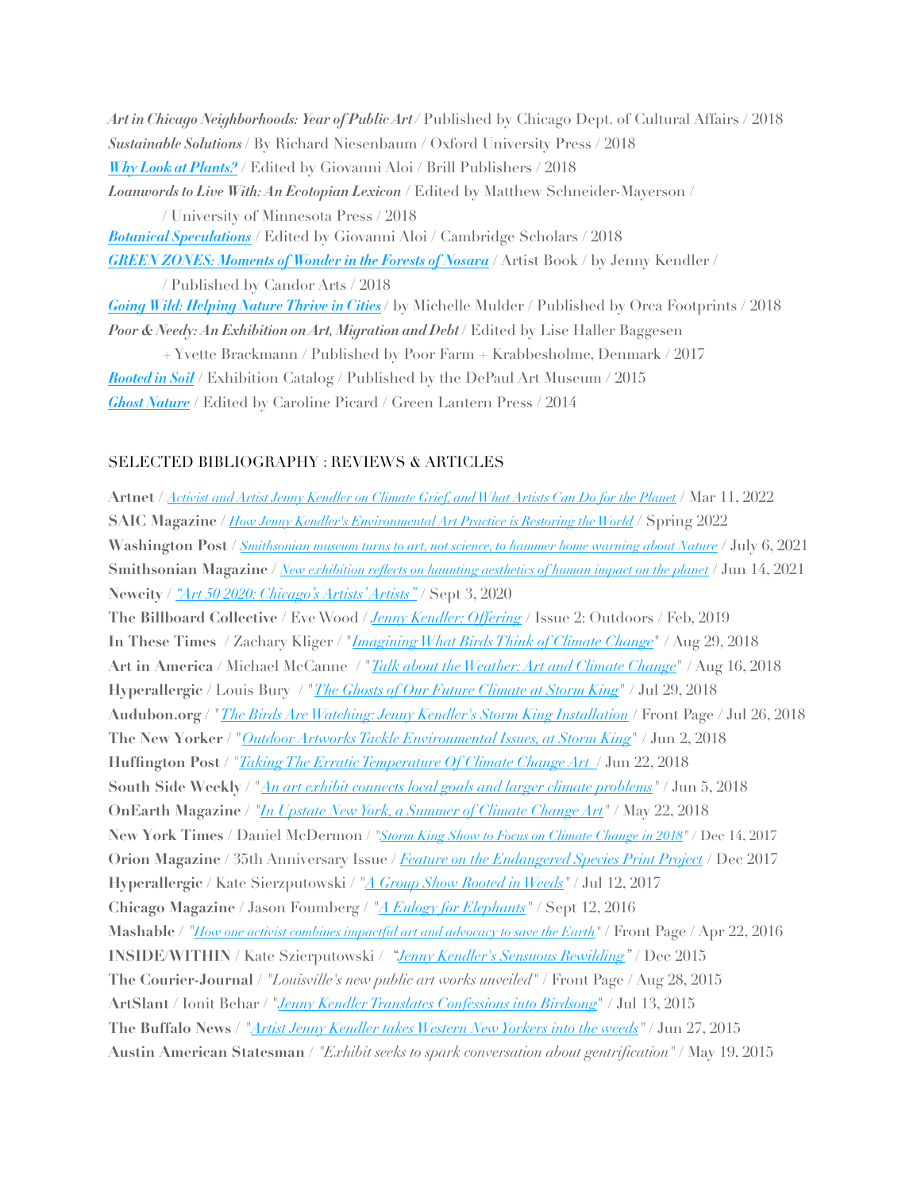***Art in Chicago Neighborhoods: Year of Public Art*** / Published by Chicago Dept. of Cultural Affairs / 2018
***Sustainable Solutions*** / By Richard Niesenbaum / Oxford University Press / 2018
***Why Look at Plants?*** / Edited by Giovanni Aloi / Brill Publishers / 2018
***Loanwords to Live With: An Ecotopian Lexicon*** / Edited by Matthew Schneider-Mayerson /
/ University of Minnesota Press / 2018
***Botanical Speculations*** / Edited by Giovanni Aloi / Cambridge Scholars / 2018
***GREEN ZONES: Moments of Wonder in the Forests of Nosara*** / Artist Book / by Jenny Kendler /
/ Published by Candor Arts / 2018
***Going Wild: Helping Nature Thrive in Cities*** / by Michelle Mulder / Published by Orca Footprints / 2018
***Poor & Needy: An Exhibition on Art, Migration and Debt*** / Edited by Lise Haller Baggesen
+ Yvette Brackmann / Published by Poor Farm + Krabbesholme, Denmark / 2017
***Rooted in Soil*** / Exhibition Catalog / Published by the DePaul Art Museum / 2015
***Ghost Nature*** / Edited by Caroline Picard / Green Lantern Press / 2014

## SELECTED BIBLIOGRAPHY : REVIEWS & ARTICLES

**Artnet** / *Activist and Artist Jenny Kendler on Climate Grief, and What Artists Can Do for the Planet* / Mar 11, 2022
**SAIC Magazine** / *How Jenny Kendler's Environmental Art Practice is Restoring the World* / Spring 2022
**Washington Post** / *Smithsonian museum turns to art, not science, to hammer home warning about Nature* / July 6, 2021
**Smithsonian Magazine** / *New exhibition reflects on haunting aesthetics of human impact on the planet* / Jun 14, 2021
**Newcity** / *"Art 50 2020: Chicago's Artists' Artists"* / Sept 3, 2020
**The Billboard Collective** / Eve Wood / *Jenny Kendler: Offering* / Issue 2: Outdoors / Feb, 2019
**In These Times** / Zachary Kliger / "*Imagining What Birds Think of Climate Change*" / Aug 29, 2018
**Art in America** / Michael McCanne / "*Talk about the Weather: Art and Climate Change*" / Aug 16, 2018
**Hyperallergic** / Louis Bury / "*The Ghosts of Our Future Climate at Storm King*" / Jul 29, 2018
**Audubon.org** / "*The Birds Are Watching: Jenny Kendler's Storm King Installation* / Front Page / Jul 26, 2018
**The New Yorker** / "*Outdoor Artworks Tackle Environmental Issues, at Storm King*" / Jun 2, 2018
**Huffington Post** / "*Taking The Erratic Temperature Of Climate Change Art* / Jun 22, 2018
**South Side Weekly** / "*An art exhibit connects local goals and larger climate problems*" / Jun 5, 2018
**OnEarth Magazine** / "*In Upstate New York, a Summer of Climate Change Art*" / May 22, 2018
**New York Times** / Daniel McDermon / "*Storm King Show to Focus on Climate Change in 2018*" / Dec 14, 2017
**Orion Magazine** / 35th Anniversary Issue / *Feature on the Endangered Species Print Project* / Dec 2017
**Hyperallergic** / Kate Sierzputowski / "*A Group Show Rooted in Weeds*" / Jul 12, 2017
**Chicago Magazine** / Jason Foumberg / "*A Eulogy for Elephants*" / Sept 12, 2016
**Mashable** / "*How one activist combines impactful art and advocacy to save the Earth*" / Front Page / Apr 22, 2016
**INSIDE/WITHIN** / Kate Szierputowski / "*Jenny Kendler's Sensuous Rewilding*" / Dec 2015
**The Courier-Journal** / "*Louisville's new public art works unveiled*" / Front Page / Aug 28, 2015
**ArtSlant** / Ionit Behar / "*Jenny Kendler Translates Confessions into Birdsong*" / Jul 13, 2015
**The Buffalo News** / "*Artist Jenny Kendler takes Western New Yorkers into the weeds*" / Jun 27, 2015
**Austin American Statesman** / "*Exhibit seeks to spark conversation about gentrification*" / May 19, 2015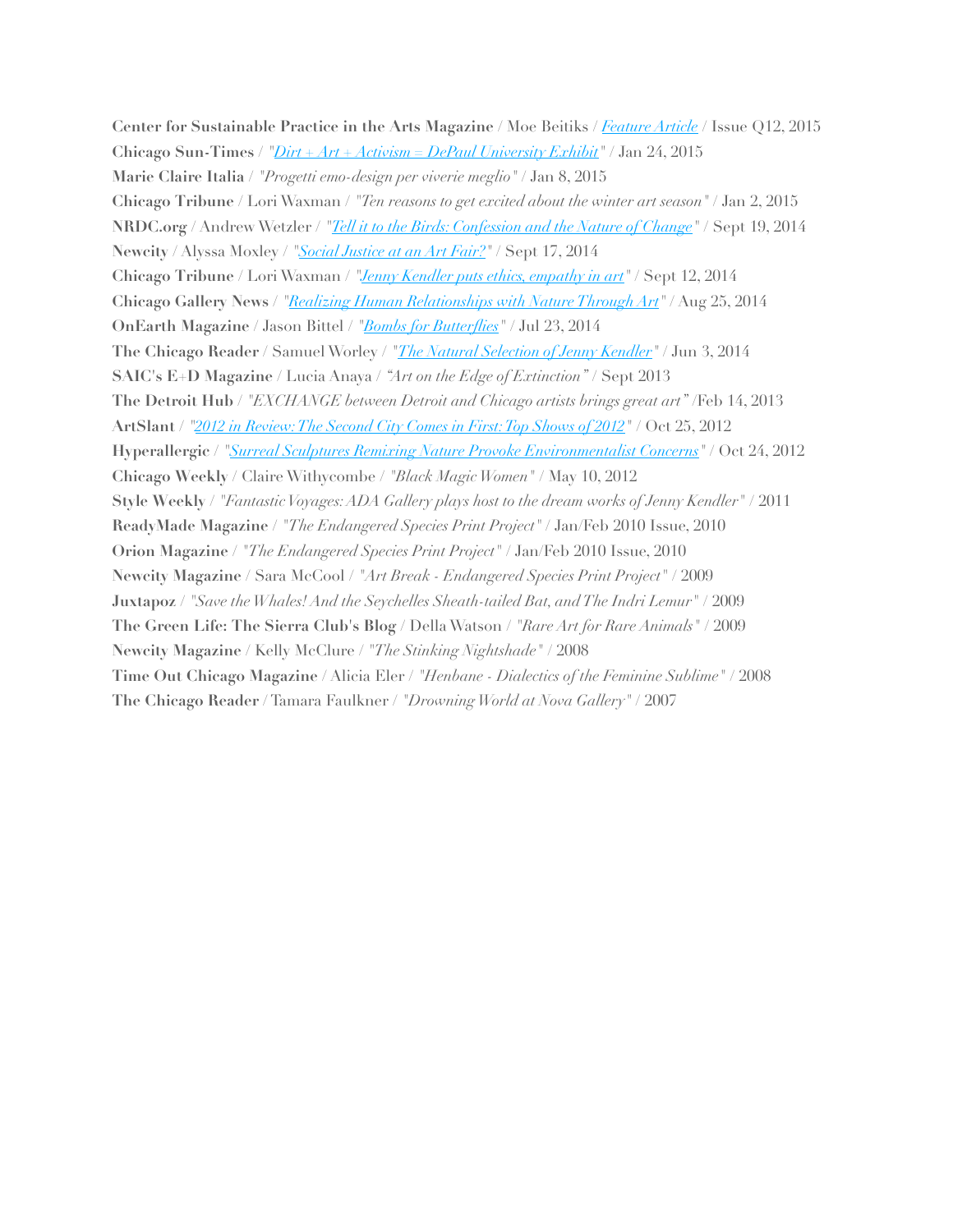**Center for Sustainable Practice in the Arts Magazine** / Moe Beitiks / *Feature Article* / Issue Q12, 2015
**Chicago Sun-Times** / *"Dirt + Art + Activism = DePaul University Exhibit"* / Jan 24, 2015
**Marie Claire Italia** / *"Progetti emo-design per viverie meglio"* / Jan 8, 2015
**Chicago Tribune** / Lori Waxman / *"Ten reasons to get excited about the winter art season"* / Jan 2, 2015
**NRDC.org** / Andrew Wetzler / *"Tell it to the Birds: Confession and the Nature of Change"* / Sept 19, 2014
**Newcity** / Alyssa Moxley / *"Social Justice at an Art Fair?"* / Sept 17, 2014
**Chicago Tribune** / Lori Waxman / *"Jenny Kendler puts ethics, empathy in art"* / Sept 12, 2014
**Chicago Gallery News** / *"Realizing Human Relationships with Nature Through Art"* / Aug 25, 2014
**OnEarth Magazine** / Jason Bittel / *"Bombs for Butterflies"* / Jul 23, 2014
**The Chicago Reader** / Samuel Worley / *"The Natural Selection of Jenny Kendler"* / Jun 3, 2014
**SAIC's E+D Magazine** / Lucia Anaya / *"Art on the Edge of Extinction"* / Sept 2013
**The Detroit Hub** / *"EXCHANGE between Detroit and Chicago artists brings great art"* /Feb 14, 2013
**ArtSlant** / *"2012 in Review: The Second City Comes in First: Top Shows of 2012"* / Oct 25, 2012
**Hyperallergic** / *"Surreal Sculptures Remixing Nature Provoke Environmentalist Concerns"* / Oct 24, 2012
**Chicago Weekly** / Claire Withycombe / *"Black Magic Women"* / May 10, 2012
**Style Weekly** / *"Fantastic Voyages: ADA Gallery plays host to the dream works of Jenny Kendler"* / 2011
**ReadyMade Magazine** / *"The Endangered Species Print Project"* / Jan/Feb 2010 Issue, 2010
**Orion Magazine** / *"The Endangered Species Print Project"* / Jan/Feb 2010 Issue, 2010
**Newcity Magazine** / Sara McCool / *"Art Break - Endangered Species Print Project"* / 2009
**Juxtapoz** / *"Save the Whales! And the Seychelles Sheath-tailed Bat, and The Indri Lemur"* / 2009
**The Green Life: The Sierra Club's Blog** / Della Watson / *"Rare Art for Rare Animals"* / 2009
**Newcity Magazine** / Kelly McClure / *"The Stinking Nightshade"* / 2008
**Time Out Chicago Magazine** / Alicia Eler / *"Henbane - Dialectics of the Feminine Sublime"* / 2008
**The Chicago Reader** / Tamara Faulkner / *"Drowning World at Nova Gallery"* / 2007